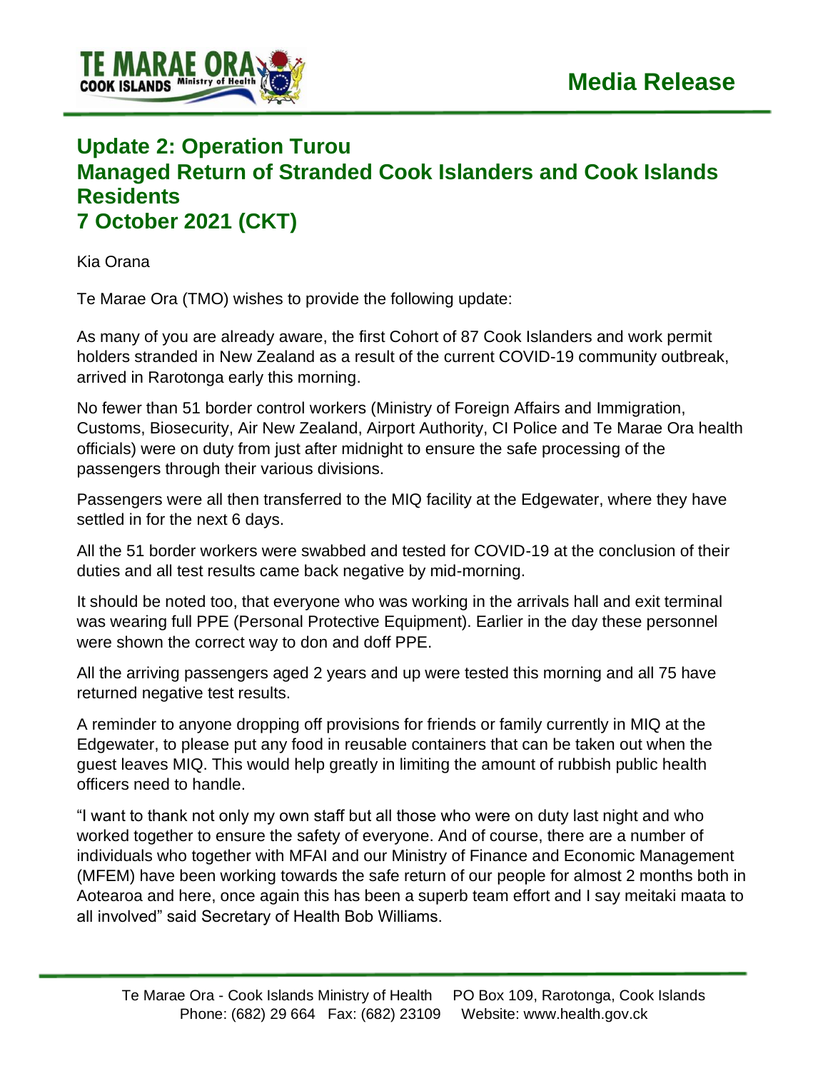**Media Release**

# Update 2: Operation Turou
# Managed Return of Stranded Cook Islanders and Cook Islands Residents
# 7 October 2021 (CKT)

Kia Orana

Te Marae Ora (TMO) wishes to provide the following update:

As many of you are already aware, the first Cohort of 87 Cook Islanders and work permit holders stranded in New Zealand as a result of the current COVID-19 community outbreak, arrived in Rarotonga early this morning.

No fewer than 51 border control workers (Ministry of Foreign Affairs and Immigration, Customs, Biosecurity, Air New Zealand, Airport Authority, CI Police and Te Marae Ora health officials) were on duty from just after midnight to ensure the safe processing of the passengers through their various divisions.

Passengers were all then transferred to the MIQ facility at the Edgewater, where they have settled in for the next 6 days.

All the 51 border workers were swabbed and tested for COVID-19 at the conclusion of their duties and all test results came back negative by mid-morning.

It should be noted too, that everyone who was working in the arrivals hall and exit terminal was wearing full PPE (Personal Protective Equipment). Earlier in the day these personnel were shown the correct way to don and doff PPE.

All the arriving passengers aged 2 years and up were tested this morning and all 75 have returned negative test results.

A reminder to anyone dropping off provisions for friends or family currently in MIQ at the Edgewater, to please put any food in reusable containers that can be taken out when the guest leaves MIQ. This would help greatly in limiting the amount of rubbish public health officers need to handle.

"I want to thank not only my own staff but all those who were on duty last night and who worked together to ensure the safety of everyone. And of course, there are a number of individuals who together with MFAI and our Ministry of Finance and Economic Management (MFEM) have been working towards the safe return of our people for almost 2 months both in Aotearoa and here, once again this has been a superb team effort and I say meitaki maata to all involved" said Secretary of Health Bob Williams.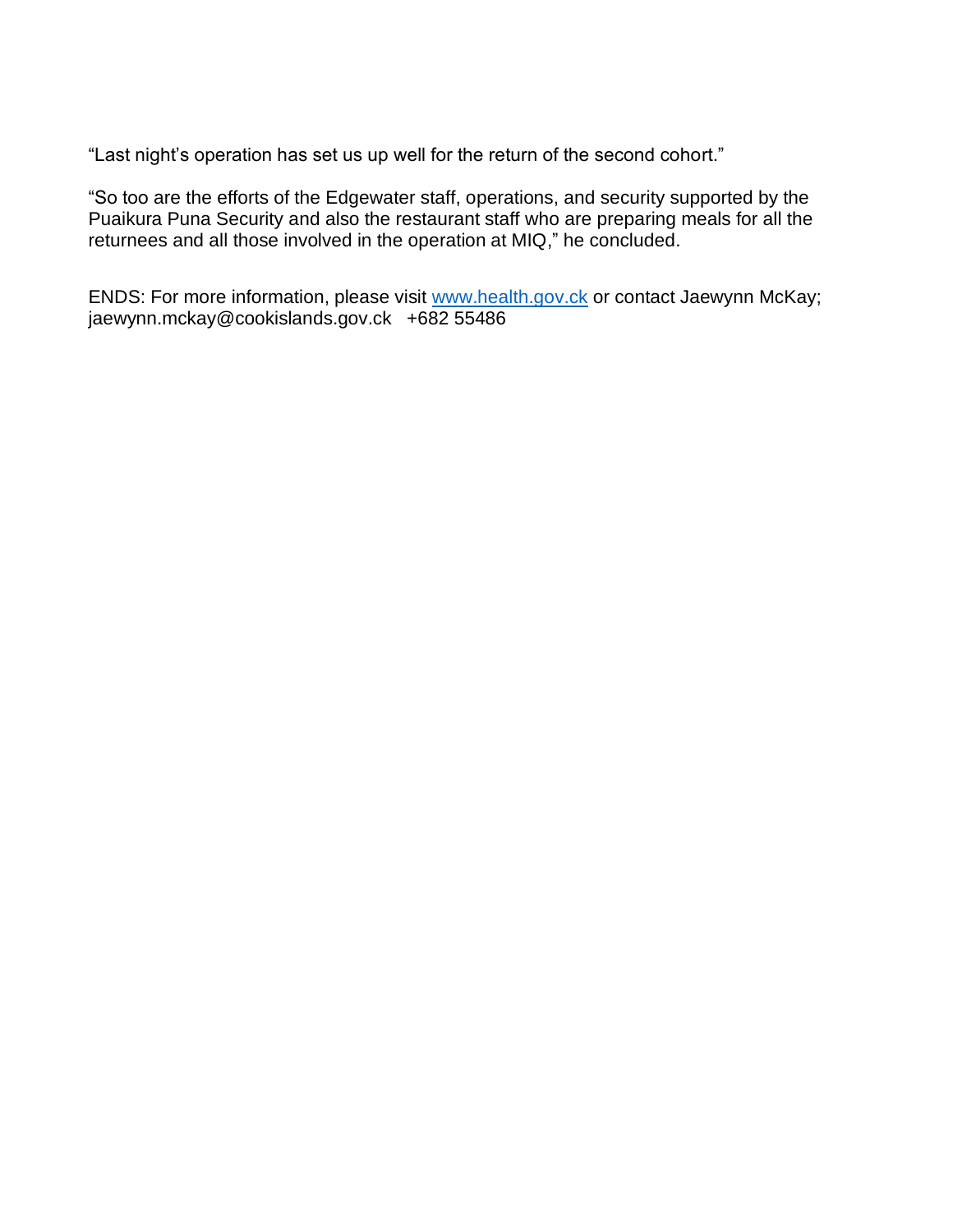"Last night's operation has set us up well for the return of the second cohort."

"So too are the efforts of the Edgewater staff, operations, and security supported by the Puaikura Puna Security and also the restaurant staff who are preparing meals for all the returnees and all those involved in the operation at MIQ," he concluded.

ENDS: For more information, please visit [www.health.gov.ck](http://www.health.gov.ck) or contact Jaewynn McKay; jaewynn.mckay@cookislands.gov.ck +682 55486